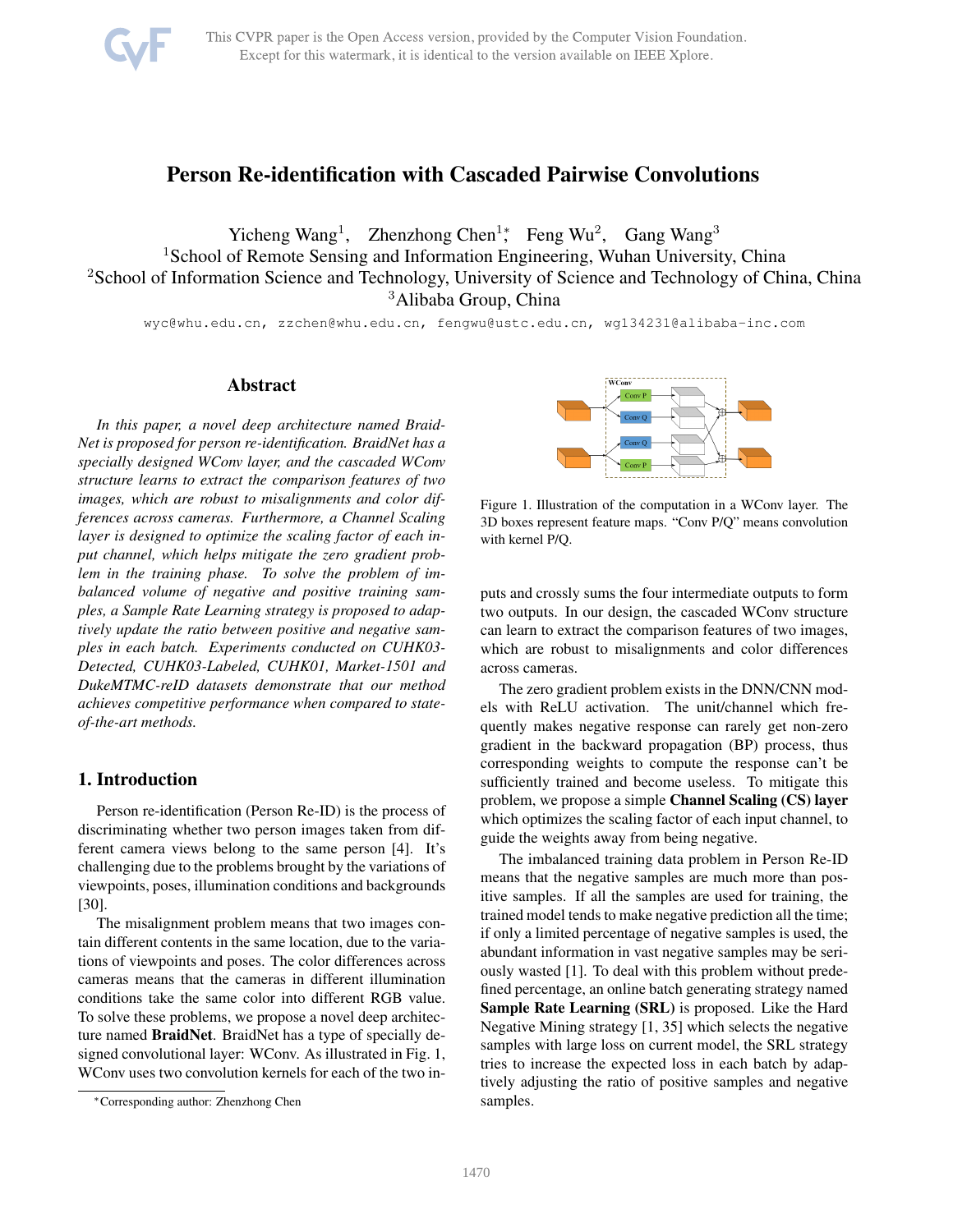# Person Re-identification with Cascaded Pairwise Convolutions

Yicheng Wang[1], Zhenzhong Chen[1]*, Feng Wu[2], Gang Wang[3]

[1]School of Remote Sensing and Information Engineering, Wuhan University, China

[2]School of Information Science and Technology, University of Science and Technology of China, China

[3]Alibaba Group, China

wyc@whu.edu.cn, zzchen@whu.edu.cn, fengwu@ustc.edu.cn, wg134231@alibaba-inc.com

## Abstract

*In this paper, a novel deep architecture named BraidNet is proposed for person re-identification. BraidNet has a specially designed WConv layer, and the cascaded WConv structure learns to extract the comparison features of two images, which are robust to misalignments and color differences across cameras. Furthermore, a Channel Scaling layer is designed to optimize the scaling factor of each input channel, which helps mitigate the zero gradient problem in the training phase. To solve the problem of imbalanced volume of negative and positive training samples, a Sample Rate Learning strategy is proposed to adaptively update the ratio between positive and negative samples in each batch. Experiments conducted on CUHK03-Detected, CUHK03-Labeled, CUHK01, Market-1501 and DukeMTMC-reID datasets demonstrate that our method achieves competitive performance when compared to state-of-the-art methods.*

## 1. Introduction

Person re-identification (Person Re-ID) is the process of discriminating whether two person images taken from different camera views belong to the same person [4]. It's challenging due to the problems brought by the variations of viewpoints, poses, illumination conditions and backgrounds [30].

The misalignment problem means that two images contain different contents in the same location, due to the variations of viewpoints and poses. The color differences across cameras means that the cameras in different illumination conditions take the same color into different RGB value. To solve these problems, we propose a novel deep architecture named **BraidNet**. BraidNet has a type of specially designed convolutional layer: WConv. As illustrated in Fig. 1, WConv uses two convolution kernels for each of the two inputs and crossly sums the four intermediate outputs to form two outputs. In our design, the cascaded WConv structure can learn to extract the comparison features of two images, which are robust to misalignments and color differences across cameras.

Figure 1. Illustration of the computation in a WConv layer. The 3D boxes represent feature maps. "Conv P/Q" means convolution with kernel P/Q.

The zero gradient problem exists in the DNN/CNN models with ReLU activation. The unit/channel which frequently makes negative response can rarely get non-zero gradient in the backward propagation (BP) process, thus corresponding weights to compute the response can't be sufficiently trained and become useless. To mitigate this problem, we propose a simple **Channel Scaling (CS) layer** which optimizes the scaling factor of each input channel, to guide the weights away from being negative.

The imbalanced training data problem in Person Re-ID means that the negative samples are much more than positive samples. If all the samples are used for training, the trained model tends to make negative prediction all the time; if only a limited percentage of negative samples is used, the abundant information in vast negative samples may be seriously wasted [1]. To deal with this problem without predefined percentage, an online batch generating strategy named **Sample Rate Learning (SRL)** is proposed. Like the Hard Negative Mining strategy [1, 35] which selects the negative samples with large loss on current model, the SRL strategy tries to increase the expected loss in each batch by adaptively adjusting the ratio of positive samples and negative samples.

*Corresponding author: Zhenzhong Chen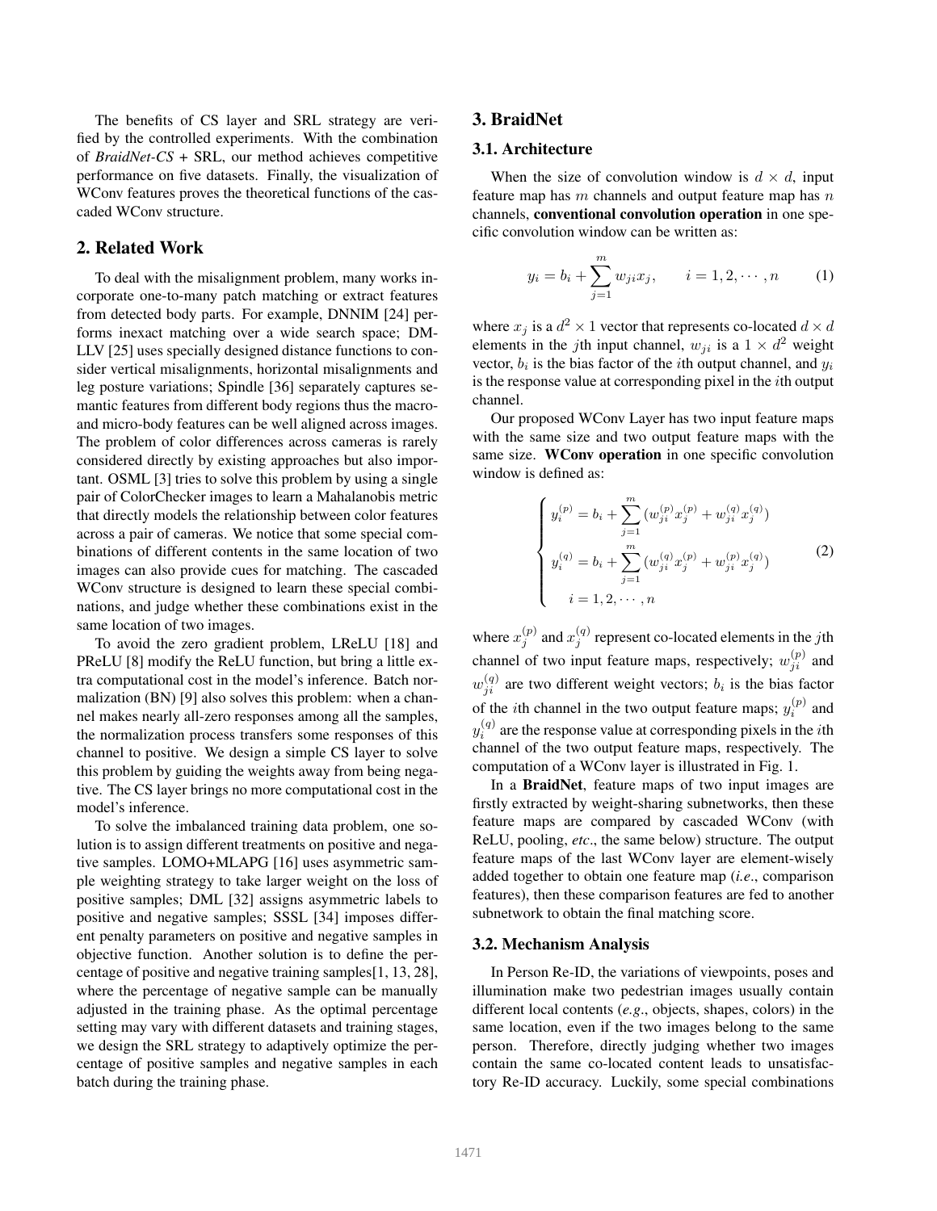The benefits of CS layer and SRL strategy are verified by the controlled experiments. With the combination of *BraidNet-CS* + SRL, our method achieves competitive performance on five datasets. Finally, the visualization of WConv features proves the theoretical functions of the cascaded WConv structure.

## 2. Related Work

To deal with the misalignment problem, many works incorporate one-to-many patch matching or extract features from detected body parts. For example, DNNIM [24] performs inexact matching over a wide search space; DM-LLV [25] uses specially designed distance functions to consider vertical misalignments, horizontal misalignments and leg posture variations; Spindle [36] separately captures semantic features from different body regions thus the macro- and micro-body features can be well aligned across images. The problem of color differences across cameras is rarely considered directly by existing approaches but also important. OSML [3] tries to solve this problem by using a single pair of ColorChecker images to learn a Mahalanobis metric that directly models the relationship between color features across a pair of cameras. We notice that some special combinations of different contents in the same location of two images can also provide cues for matching. The cascaded WConv structure is designed to learn these special combinations, and judge whether these combinations exist in the same location of two images.

To avoid the zero gradient problem, LReLU [18] and PReLU [8] modify the ReLU function, but bring a little extra computational cost in the model's inference. Batch normalization (BN) [9] also solves this problem: when a channel makes nearly all-zero responses among all the samples, the normalization process transfers some responses of this channel to positive. We design a simple CS layer to solve this problem by guiding the weights away from being negative. The CS layer brings no more computational cost in the model's inference.

To solve the imbalanced training data problem, one solution is to assign different treatments on positive and negative samples. LOMO+MLAPG [16] uses asymmetric sample weighting strategy to take larger weight on the loss of positive samples; DML [32] assigns asymmetric labels to positive and negative samples; SSSL [34] imposes different penalty parameters on positive and negative samples in objective function. Another solution is to define the percentage of positive and negative training samples[1, 13, 28], where the percentage of negative sample can be manually adjusted in the training phase. As the optimal percentage setting may vary with different datasets and training stages, we design the SRL strategy to adaptively optimize the percentage of positive samples and negative samples in each batch during the training phase.

## 3. BraidNet

### 3.1. Architecture

When the size of convolution window is $d \times d$, input feature map has $m$ channels and output feature map has $n$ channels, **conventional convolution operation** in one specific convolution window can be written as:

$$y_i = b_i + \sum_{j=1}^{m} w_{ji} x_j, \qquad i = 1, 2, \cdots, n \tag{1}$$

where $x_j$ is a $d^2 \times 1$ vector that represents co-located $d \times d$ elements in the $j$th input channel, $w_{ji}$ is a $1 \times d^2$ weight vector, $b_i$ is the bias factor of the $i$th output channel, and $y_i$ is the response value at corresponding pixel in the $i$th output channel.

Our proposed WConv Layer has two input feature maps with the same size and two output feature maps with the same size. **WConv operation** in one specific convolution window is defined as:

$$\begin{cases} y_i^{(p)} = b_i + \sum_{j=1}^{m} (w_{ji}^{(p)} x_j^{(p)} + w_{ji}^{(q)} x_j^{(q)}) \\ y_i^{(q)} = b_i + \sum_{j=1}^{m} (w_{ji}^{(q)} x_j^{(p)} + w_{ji}^{(p)} x_j^{(q)}) \\ \quad i = 1, 2, \cdots, n \end{cases} \tag{2}$$

where $x_j^{(p)}$ and $x_j^{(q)}$ represent co-located elements in the $j$th channel of two input feature maps, respectively; $w_{ji}^{(p)}$ and $w_{ji}^{(q)}$ are two different weight vectors; $b_i$ is the bias factor of the $i$th channel in the two output feature maps; $y_i^{(p)}$ and $y_i^{(q)}$ are the response value at corresponding pixels in the $i$th channel of the two output feature maps, respectively. The computation of a WConv layer is illustrated in Fig. 1.

In a **BraidNet**, feature maps of two input images are firstly extracted by weight-sharing subnetworks, then these feature maps are compared by cascaded WConv (with ReLU, pooling, *etc*., the same below) structure. The output feature maps of the last WConv layer are element-wisely added together to obtain one feature map (*i.e*., comparison features), then these comparison features are fed to another subnetwork to obtain the final matching score.

### 3.2. Mechanism Analysis

In Person Re-ID, the variations of viewpoints, poses and illumination make two pedestrian images usually contain different local contents (*e.g*., objects, shapes, colors) in the same location, even if the two images belong to the same person. Therefore, directly judging whether two images contain the same co-located content leads to unsatisfactory Re-ID accuracy. Luckily, some special combinations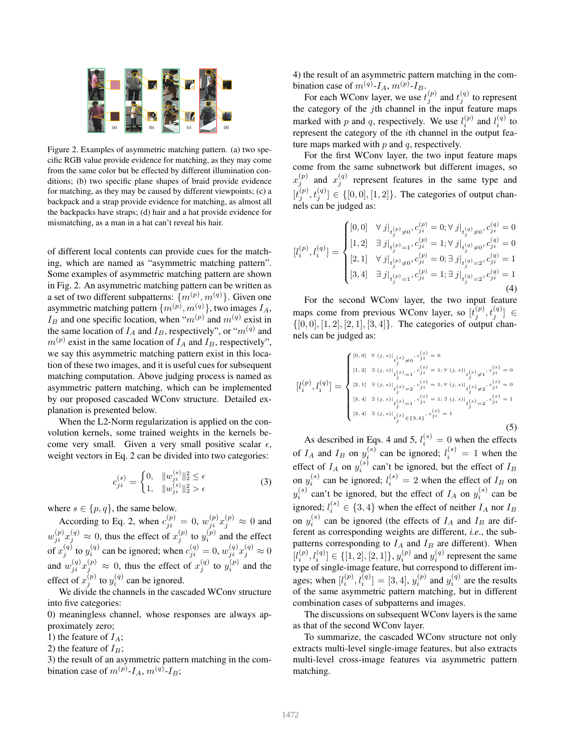Figure 2. Examples of asymmetric matching pattern. (a) two specific RGB value provide evidence for matching, as they may come from the same color but be effected by different illumination conditions; (b) two specific plane shapes of braid provide evidence for matching, as they may be caused by different viewpoints; (c) a backpack and a strap provide evidence for matching, as almost all the backpacks have straps; (d) hair and a hat provide evidence for mismatching, as a man in a hat can't reveal his hair.

of different local contents can provide cues for the matching, which are named as "asymmetric matching pattern". Some examples of asymmetric matching pattern are shown in Fig. 2. An asymmetric matching pattern can be written as a set of two different subpatterns: $\{m^{(p)}, m^{(q)}\}$. Given one asymmetric matching pattern $\{m^{(p)}, m^{(q)}\}$, two images $I_A$, $I_B$ and one specific location, when "$m^{(p)}$ and $m^{(q)}$ exist in the same location of $I_A$ and $I_B$, respectively", or "$m^{(q)}$ and $m^{(p)}$ exist in the same location of $I_A$ and $I_B$, respectively", we say this asymmetric matching pattern exist in this location of these two images, and it is useful cues for subsequent matching computation. Above judging process is named as asymmetric pattern matching, which can be implemented by our proposed cascaded WConv structure. Detailed explanation is presented below.

When the L2-Norm regularization is applied on the convolution kernels, some trained weights in the kernels become very small. Given a very small positive scalar $\epsilon$, weight vectors in Eq. 2 can be divided into two categories:

$$c_{ji}^{(s)} = \begin{cases} 0, & \|w_{ji}^{(s)}\|_2^2 \leq \epsilon \\ 1, & \|w_{ji}^{(s)}\|_2^2 > \epsilon \end{cases} \tag{3}$$

where $s \in \{p, q\}$, the same below.

According to Eq. 2, when $c_{ji}^{(p)} = 0$, $w_{ji}^{(p)} x_j^{(p)} \approx 0$ and $w_{ji}^{(p)} x_j^{(q)} \approx 0$, thus the effect of $x_j^{(p)}$ to $y_i^{(p)}$ and the effect of $x_j^{(q)}$ to $y_i^{(q)}$ can be ignored; when $c_{ji}^{(q)} = 0$, $w_{ji}^{(q)} x_j^{(q)} \approx 0$ and $w_{ji}^{(q)} x_j^{(p)} \approx 0$, thus the effect of $x_j^{(q)}$ to $y_i^{(p)}$ and the effect of $x_j^{(p)}$ to $y_i^{(q)}$ can be ignored.

We divide the channels in the cascaded WConv structure into five categories:

0) meaningless channel, whose responses are always approximately zero;

1) the feature of $I_A$;

2) the feature of $I_B$;

3) the result of an asymmetric pattern matching in the combination case of $m^{(p)}$-$I_A$, $m^{(q)}$-$I_B$;

4) the result of an asymmetric pattern matching in the combination case of $m^{(q)}$-$I_A$, $m^{(p)}$-$I_B$.

For each WConv layer, we use $t_j^{(p)}$ and $t_j^{(q)}$ to represent the category of the $j$th channel in the input feature maps marked with $p$ and $q$, respectively. We use $l_i^{(p)}$ and $l_i^{(q)}$ to represent the category of the $i$th channel in the output feature maps marked with $p$ and $q$, respectively.

For the first WConv layer, the two input feature maps come from the same subnetwork but different images, so $x_j^{(p)}$ and $x_j^{(q)}$ represent features in the same type and $[t_j^{(p)}, t_j^{(q)}] \in \{[0,0],[1,2]\}$. The categories of output channels can be judged as:

$$[l_i^{(p)}, l_i^{(q)}] = \begin{cases} [0,0] & \forall\, j|_{t_j^{(p)} \neq 0}, c_{ji}^{(p)} = 0; \forall\, j|_{t_j^{(q)} \neq 0}, c_{ji}^{(q)} = 0 \\ [1,2] & \exists\, j|_{t_j^{(p)} = 1}, c_{ji}^{(p)} = 1; \forall\, j|_{t_j^{(q)} \neq 0}, c_{ji}^{(q)} = 0 \\ [2,1] & \forall\, j|_{t_j^{(p)} \neq 0}, c_{ji}^{(p)} = 0; \exists\, j|_{t_j^{(q)} = 2}, c_{ji}^{(q)} = 1 \\ [3,4] & \exists\, j|_{t_j^{(p)} = 1}, c_{ji}^{(p)} = 1; \exists\, j|_{t_j^{(q)} = 2}, c_{ji}^{(q)} = 1 \end{cases} \tag{4}$$

For the second WConv layer, the two input feature maps come from previous WConv layer, so $[t_j^{(p)}, t_j^{(q)}] \in \{[0,0],[1,2],[2,1],[3,4]\}$. The categories of output channels can be judged as:

$$[l_i^{(p)}, l_i^{(q)}] = \begin{cases} [0,0] & \forall\, (j,s)|_{t_j^{(s)} \neq 0}, c_{ji}^{(s)} = 0 \\ [1,2] & \exists\, (j,s)|_{t_j^{(s)} = 1}, c_{ji}^{(s)} = 1; \forall\, (j,s)|_{t_j^{(s)} \neq 1}, c_{ji}^{(s)} = 0 \\ [2,1] & \exists\, (j,s)|_{t_j^{(s)} = 2}, c_{ji}^{(s)} = 1; \forall\, (j,s)|_{t_j^{(s)} \neq 2}, c_{ji}^{(s)} = 0 \\ [3,4] & \exists\, (j,s)|_{t_j^{(s)} = 1}, c_{ji}^{(s)} = 1; \exists\, (j,s)|_{t_j^{(s)} = 2}, c_{ji}^{(s)} = 1 \\ [3,4] & \exists\, (j,s)|_{t_j^{(s)} \in \{3,4\}}, c_{ji}^{(s)} = 1 \end{cases} \tag{5}$$

As described in Eqs. 4 and 5, $l_i^{(s)} = 0$ when the effects of $I_A$ and $I_B$ on $y_i^{(s)}$ can be ignored; $l_i^{(s)} = 1$ when the effect of $I_A$ on $y_i^{(s)}$ can't be ignored, but the effect of $I_B$ on $y_i^{(s)}$ can be ignored; $l_i^{(s)} = 2$ when the effect of $I_B$ on $y_i^{(s)}$ can't be ignored, but the effect of $I_A$ on $y_i^{(s)}$ can be ignored; $l_i^{(s)} \in \{3,4\}$ when the effect of neither $I_A$ nor $I_B$ on $y_i^{(s)}$ can be ignored (the effects of $I_A$ and $I_B$ are different as corresponding weights are different, *i.e.*, the subpatterns corresponding to $I_A$ and $I_B$ are different). When $[l_i^{(p)}, l_i^{(q)}] \in \{[1,2],[2,1]\}$, $y_i^{(p)}$ and $y_i^{(q)}$ represent the same type of single-image feature, but correspond to different images; when $[l_i^{(p)}, l_i^{(q)}] = [3,4]$, $y_i^{(p)}$ and $y_i^{(q)}$ are the results of the same asymmetric pattern matching, but in different combination cases of subpatterns and images.

The discussions on subsequent WConv layers is the same as that of the second WConv layer.

To summarize, the cascaded WConv structure not only extracts multi-level single-image features, but also extracts multi-level cross-image features via asymmetric pattern matching.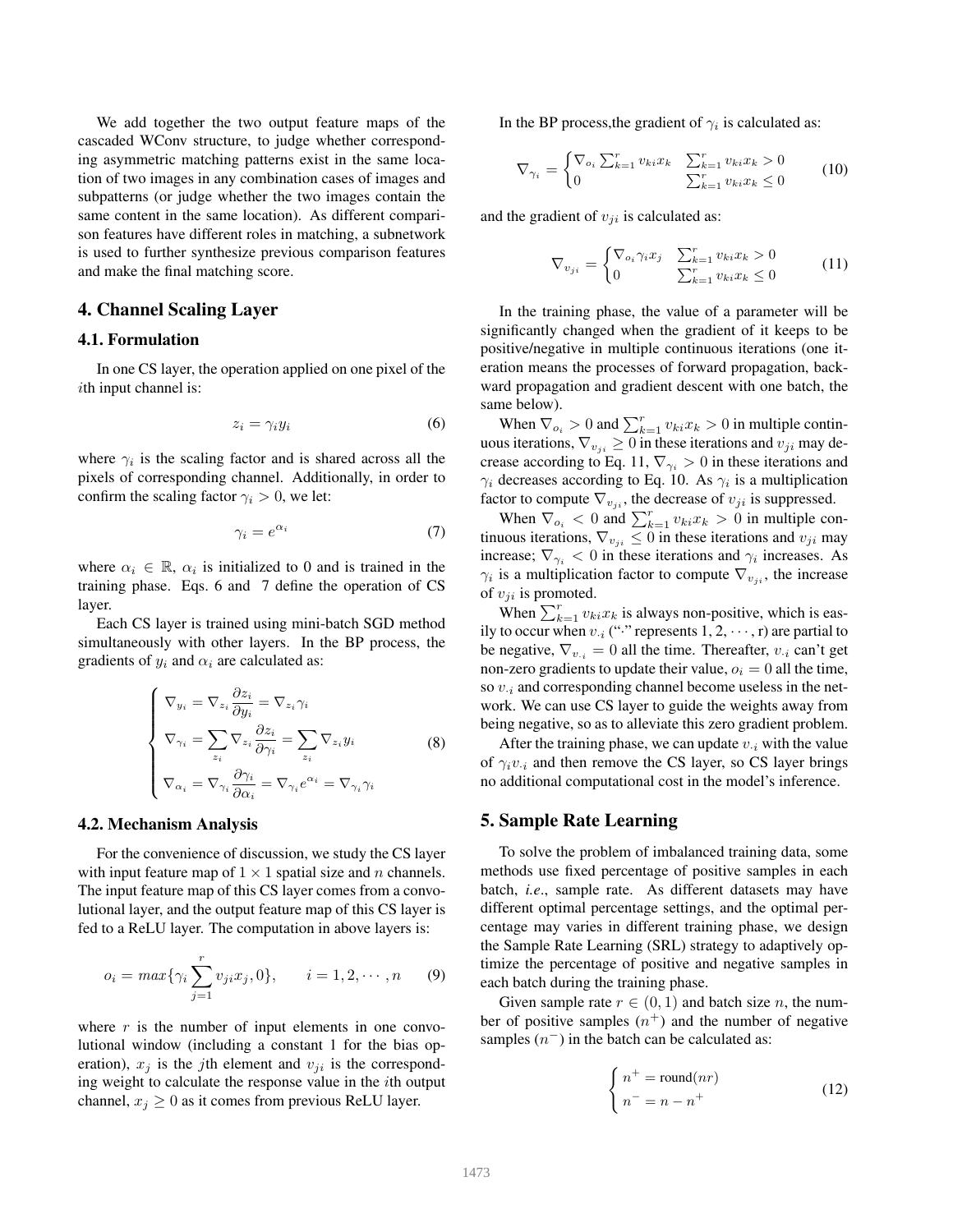We add together the two output feature maps of the cascaded WConv structure, to judge whether corresponding asymmetric matching patterns exist in the same location of two images in any combination cases of images and subpatterns (or judge whether the two images contain the same content in the same location). As different comparison features have different roles in matching, a subnetwork is used to further synthesize previous comparison features and make the final matching score.

## 4. Channel Scaling Layer

### 4.1. Formulation

In one CS layer, the operation applied on one pixel of the $i$th input channel is:

$$z_i = \gamma_i y_i \tag{6}$$

where $\gamma_i$ is the scaling factor and is shared across all the pixels of corresponding channel. Additionally, in order to confirm the scaling factor $\gamma_i > 0$, we let:

$$\gamma_i = e^{\alpha_i} \tag{7}$$

where $\alpha_i \in \mathbb{R}$, $\alpha_i$ is initialized to 0 and is trained in the training phase. Eqs. 6 and 7 define the operation of CS layer.

Each CS layer is trained using mini-batch SGD method simultaneously with other layers. In the BP process, the gradients of $y_i$ and $\alpha_i$ are calculated as:

$$\begin{cases} \nabla_{y_i} = \nabla_{z_i} \dfrac{\partial z_i}{\partial y_i} = \nabla_{z_i} \gamma_i \\ \nabla_{\gamma_i} = \displaystyle\sum_{z_i} \nabla_{z_i} \dfrac{\partial z_i}{\partial \gamma_i} = \sum_{z_i} \nabla_{z_i} y_i \\ \nabla_{\alpha_i} = \nabla_{\gamma_i} \dfrac{\partial \gamma_i}{\partial \alpha_i} = \nabla_{\gamma_i} e^{\alpha_i} = \nabla_{\gamma_i} \gamma_i \end{cases} \tag{8}$$

### 4.2. Mechanism Analysis

For the convenience of discussion, we study the CS layer with input feature map of $1 \times 1$ spatial size and $n$ channels. The input feature map of this CS layer comes from a convolutional layer, and the output feature map of this CS layer is fed to a ReLU layer. The computation in above layers is:

$$o_i = max\{\gamma_i \sum_{j=1}^{r} v_{ji} x_j, 0\}, \qquad i = 1, 2, \cdots, n \tag{9}$$

where $r$ is the number of input elements in one convolutional window (including a constant 1 for the bias operation), $x_j$ is the $j$th element and $v_{ji}$ is the corresponding weight to calculate the response value in the $i$th output channel, $x_j \geq 0$ as it comes from previous ReLU layer.

In the BP process,the gradient of $\gamma_i$ is calculated as:

$$\nabla_{\gamma_i} = \begin{cases} \nabla_{o_i} \sum_{k=1}^{r} v_{ki} x_k & \sum_{k=1}^{r} v_{ki} x_k > 0 \\ 0 & \sum_{k=1}^{r} v_{ki} x_k \leq 0 \end{cases} \tag{10}$$

and the gradient of $v_{ji}$ is calculated as:

$$\nabla_{v_{ji}} = \begin{cases} \nabla_{o_i} \gamma_i x_j & \sum_{k=1}^{r} v_{ki} x_k > 0 \\ 0 & \sum_{k=1}^{r} v_{ki} x_k \leq 0 \end{cases} \tag{11}$$

In the training phase, the value of a parameter will be significantly changed when the gradient of it keeps to be positive/negative in multiple continuous iterations (one iteration means the processes of forward propagation, backward propagation and gradient descent with one batch, the same below).

When $\nabla_{o_i} > 0$ and $\sum_{k=1}^{r} v_{ki} x_k > 0$ in multiple continuous iterations, $\nabla_{v_{ji}} \geq 0$ in these iterations and $v_{ji}$ may decrease according to Eq. 11, $\nabla_{\gamma_i} > 0$ in these iterations and $\gamma_i$ decreases according to Eq. 10. As $\gamma_i$ is a multiplication factor to compute $\nabla_{v_{ji}}$, the decrease of $v_{ji}$ is suppressed.

When $\nabla_{o_i} < 0$ and $\sum_{k=1}^{r} v_{ki} x_k > 0$ in multiple continuous iterations, $\nabla_{v_{ji}} \leq 0$ in these iterations and $v_{ji}$ may increase; $\nabla_{\gamma_i} < 0$ in these iterations and $\gamma_i$ increases. As $\gamma_i$ is a multiplication factor to compute $\nabla_{v_{ji}}$, the increase of $v_{ji}$ is promoted.

When $\sum_{k=1}^{r} v_{ki} x_k$ is always non-positive, which is easily to occur when $v_{\cdot i}$ ("$\cdot$" represents $1, 2, \cdots$, r) are partial to be negative, $\nabla_{v_{\cdot i}} = 0$ all the time. Thereafter, $v_{\cdot i}$ can't get non-zero gradients to update their value, $o_i = 0$ all the time, so $v_{\cdot i}$ and corresponding channel become useless in the network. We can use CS layer to guide the weights away from being negative, so as to alleviate this zero gradient problem.

After the training phase, we can update $v_{\cdot i}$ with the value of $\gamma_i v_{\cdot i}$ and then remove the CS layer, so CS layer brings no additional computational cost in the model's inference.

## 5. Sample Rate Learning

To solve the problem of imbalanced training data, some methods use fixed percentage of positive samples in each batch, *i.e.*, sample rate. As different datasets may have different optimal percentage settings, and the optimal percentage may varies in different training phase, we design the Sample Rate Learning (SRL) strategy to adaptively optimize the percentage of positive and negative samples in each batch during the training phase.

Given sample rate $r \in (0, 1)$ and batch size $n$, the number of positive samples ($n^+$) and the number of negative samples ($n^-$) in the batch can be calculated as:

$$\begin{cases} n^+ = \text{round}(nr) \\ n^- = n - n^+ \end{cases} \tag{12}$$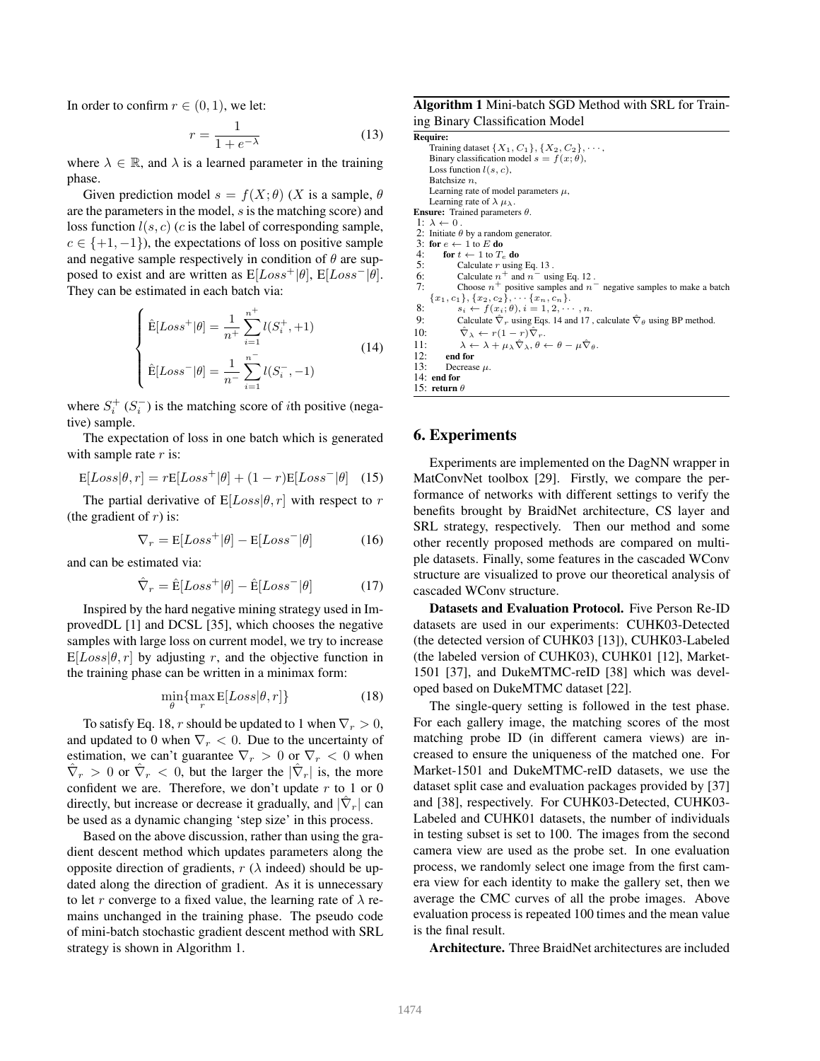In order to confirm $r \in (0, 1)$, we let:

$$r = \frac{1}{1 + e^{-\lambda}} \tag{13}$$

where $\lambda \in \mathbb{R}$, and $\lambda$ is a learned parameter in the training phase.

Given prediction model $s = f(X; \theta)$ ($X$ is a sample, $\theta$ are the parameters in the model, $s$ is the matching score) and loss function $l(s, c)$ ($c$ is the label of corresponding sample, $c \in \{+1, -1\}$), the expectations of loss on positive sample and negative sample respectively in condition of $\theta$ are supposed to exist and are written as $\mathrm{E}[Loss^+|\theta]$, $\mathrm{E}[Loss^-|\theta]$. They can be estimated in each batch via:

$$\begin{cases} \hat{\mathrm{E}}[Loss^+|\theta] = \dfrac{1}{n^+} \displaystyle\sum_{i=1}^{n^+} l(S_i^+, +1) \\ \hat{\mathrm{E}}[Loss^-|\theta] = \dfrac{1}{n^-} \displaystyle\sum_{i=1}^{n^-} l(S_i^-, -1) \end{cases} \tag{14}$$

where $S_i^+$ ($S_i^-$) is the matching score of $i$th positive (negative) sample.

The expectation of loss in one batch which is generated with sample rate $r$ is:

$$\mathrm{E}[Loss|\theta, r] = r\mathrm{E}[Loss^+|\theta] + (1 - r)\mathrm{E}[Loss^-|\theta] \tag{15}$$

The partial derivative of $\mathrm{E}[Loss|\theta, r]$ with respect to $r$ (the gradient of $r$) is:

$$\nabla_r = \mathrm{E}[Loss^+|\theta] - \mathrm{E}[Loss^-|\theta] \tag{16}$$

and can be estimated via:

$$\hat{\nabla}_r = \hat{\mathrm{E}}[Loss^+|\theta] - \hat{\mathrm{E}}[Loss^-|\theta] \tag{17}$$

Inspired by the hard negative mining strategy used in ImprovedDL [1] and DCSL [35], which chooses the negative samples with large loss on current model, we try to increase $\mathrm{E}[Loss|\theta, r]$ by adjusting $r$, and the objective function in the training phase can be written in a minimax form:

$$\min_{\theta}\{\max_{r} \mathrm{E}[Loss|\theta, r]\} \tag{18}$$

To satisfy Eq. 18, $r$ should be updated to 1 when $\nabla_r > 0$, and updated to 0 when $\nabla_r < 0$. Due to the uncertainty of estimation, we can't guarantee $\nabla_r > 0$ or $\nabla_r < 0$ when $\hat{\nabla}_r > 0$ or $\hat{\nabla}_r < 0$, but the larger the $|\hat{\nabla}_r|$ is, the more confident we are. Therefore, we don't update $r$ to 1 or 0 directly, but increase or decrease it gradually, and $|\hat{\nabla}_r|$ can be used as a dynamic changing 'step size' in this process.

Based on the above discussion, rather than using the gradient descent method which updates parameters along the opposite direction of gradients, $r$ ($\lambda$ indeed) should be updated along the direction of gradient. As it is unnecessary to let $r$ converge to a fixed value, the learning rate of $\lambda$ remains unchanged in the training phase. The pseudo code of mini-batch stochastic gradient descent method with SRL strategy is shown in Algorithm 1.

**Algorithm 1** Mini-batch SGD Method with SRL for Training Binary Classification Model

```
Require:
    Training dataset {X_1, C_1}, {X_2, C_2}, ···,
    Binary classification model s = f(x; θ),
    Loss function l(s, c),
    Batchsize n,
    Learning rate of model parameters μ,
    Learning rate of λ μ_λ.
Ensure: Trained parameters θ.
 1: λ ← 0 .
 2: Initiate θ by a random generator.
 3: for e ← 1 to E do
 4:     for t ← 1 to T_e do
 5:         Calculate r using Eq. 13 .
 6:         Calculate n^+ and n^- using Eq. 12 .
 7:         Choose n^+ positive samples and n^- negative samples to make a batch
            {x_1, c_1}, {x_2, c_2}, ··· {x_n, c_n}.
 8:         s_i ← f(x_i; θ), i = 1, 2, ··· , n.
 9:         Calculate ∇̂_r using Eqs. 14 and 17 , calculate ∇̂_θ using BP method.
10:         ∇̂_λ ← r(1 − r)∇̂_r.
11:         λ ← λ + μ_λ ∇̂_λ, θ ← θ − μ∇̂_θ.
12:     end for
13:     Decrease μ.
14: end for
15: return θ
```

## 6. Experiments

Experiments are implemented on the DagNN wrapper in MatConvNet toolbox [29]. Firstly, we compare the performance of networks with different settings to verify the benefits brought by BraidNet architecture, CS layer and SRL strategy, respectively. Then our method and some other recently proposed methods are compared on multiple datasets. Finally, some features in the cascaded WConv structure are visualized to prove our theoretical analysis of cascaded WConv structure.

**Datasets and Evaluation Protocol.** Five Person Re-ID datasets are used in our experiments: CUHK03-Detected (the detected version of CUHK03 [13]), CUHK03-Labeled (the labeled version of CUHK03), CUHK01 [12], Market-1501 [37], and DukeMTMC-reID [38] which was developed based on DukeMTMC dataset [22].

The single-query setting is followed in the test phase. For each gallery image, the matching scores of the most matching probe ID (in different camera views) are increased to ensure the uniqueness of the matched one. For Market-1501 and DukeMTMC-reID datasets, we use the dataset split case and evaluation packages provided by [37] and [38], respectively. For CUHK03-Detected, CUHK03-Labeled and CUHK01 datasets, the number of individuals in testing subset is set to 100. The images from the second camera view are used as the probe set. In one evaluation process, we randomly select one image from the first camera view for each identity to make the gallery set, then we average the CMC curves of all the probe images. Above evaluation process is repeated 100 times and the mean value is the final result.

**Architecture.** Three BraidNet architectures are included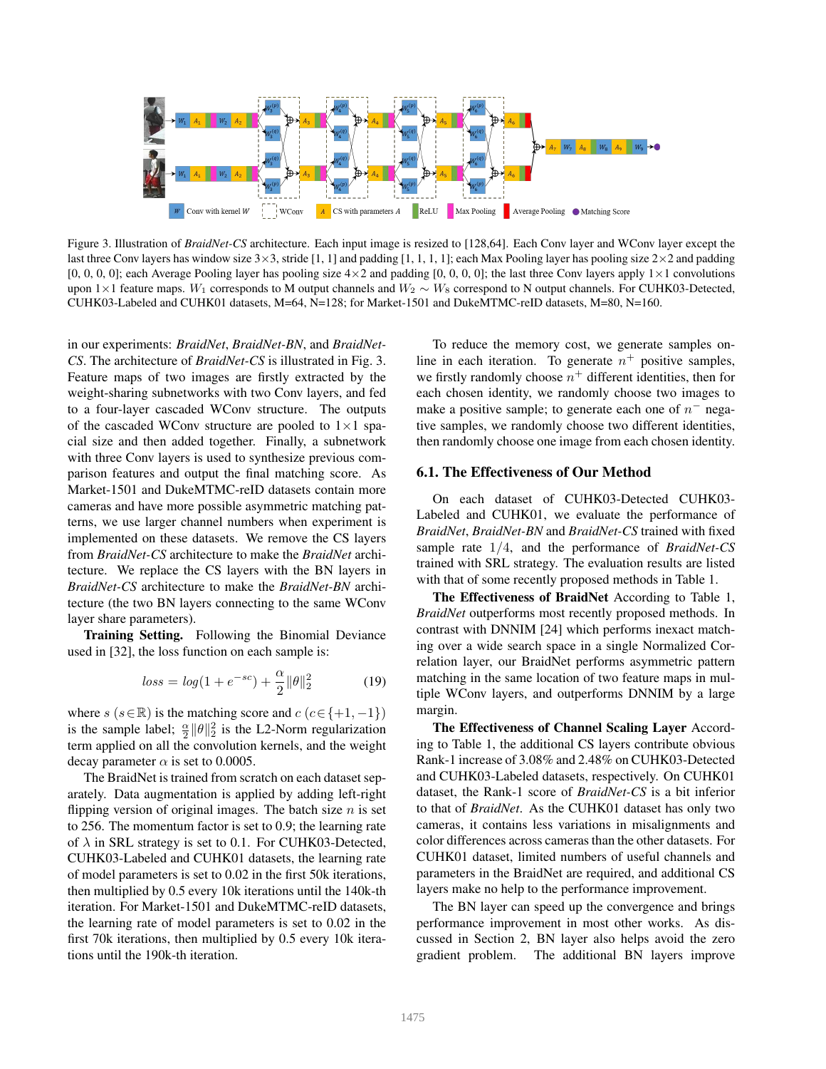Figure 3. Illustration of *BraidNet-CS* architecture. Each input image is resized to [128,64]. Each Conv layer and WConv layer except the last three Conv layers has window size 3×3, stride [1, 1] and padding [1, 1, 1, 1]; each Max Pooling layer has pooling size 2×2 and padding [0, 0, 0, 0]; each Average Pooling layer has pooling size 4×2 and padding [0, 0, 0, 0]; the last three Conv layers apply 1×1 convolutions upon 1×1 feature maps. $W_1$ corresponds to M output channels and $W_2 \sim W_8$ correspond to N output channels. For CUHK03-Detected, CUHK03-Labeled and CUHK01 datasets, M=64, N=128; for Market-1501 and DukeMTMC-reID datasets, M=80, N=160.

in our experiments: *BraidNet*, *BraidNet-BN*, and *BraidNet-CS*. The architecture of *BraidNet-CS* is illustrated in Fig. 3. Feature maps of two images are firstly extracted by the weight-sharing subnetworks with two Conv layers, and fed to a four-layer cascaded WConv structure. The outputs of the cascaded WConv structure are pooled to 1×1 spacial size and then added together. Finally, a subnetwork with three Conv layers is used to synthesize previous comparison features and output the final matching score. As Market-1501 and DukeMTMC-reID datasets contain more cameras and have more possible asymmetric matching patterns, we use larger channel numbers when experiment is implemented on these datasets. We remove the CS layers from *BraidNet-CS* architecture to make the *BraidNet* architecture. We replace the CS layers with the BN layers in *BraidNet-CS* architecture to make the *BraidNet-BN* architecture (the two BN layers connecting to the same WConv layer share parameters).

**Training Setting.** Following the Binomial Deviance used in [32], the loss function on each sample is:

$$loss = log(1 + e^{-sc}) + \frac{\alpha}{2}\|\theta\|_2^2 \tag{19}$$

where $s$ ($s \in \mathbb{R}$) is the matching score and $c$ ($c \in \{+1, -1\}$) is the sample label; $\frac{\alpha}{2}\|\theta\|_2^2$ is the L2-Norm regularization term applied on all the convolution kernels, and the weight decay parameter $\alpha$ is set to 0.0005.

The BraidNet is trained from scratch on each dataset separately. Data augmentation is applied by adding left-right flipping version of original images. The batch size $n$ is set to 256. The momentum factor is set to 0.9; the learning rate of $\lambda$ in SRL strategy is set to 0.1. For CUHK03-Detected, CUHK03-Labeled and CUHK01 datasets, the learning rate of model parameters is set to 0.02 in the first 50k iterations, then multiplied by 0.5 every 10k iterations until the 140k-th iteration. For Market-1501 and DukeMTMC-reID datasets, the learning rate of model parameters is set to 0.02 in the first 70k iterations, then multiplied by 0.5 every 10k iterations until the 190k-th iteration.

To reduce the memory cost, we generate samples online in each iteration. To generate $n^+$ positive samples, we firstly randomly choose $n^+$ different identities, then for each chosen identity, we randomly choose two images to make a positive sample; to generate each one of $n^-$ negative samples, we randomly choose two different identities, then randomly choose one image from each chosen identity.

## 6.1. The Effectiveness of Our Method

On each dataset of CUHK03-Detected CUHK03-Labeled and CUHK01, we evaluate the performance of *BraidNet*, *BraidNet-BN* and *BraidNet-CS* trained with fixed sample rate $1/4$, and the performance of *BraidNet-CS* trained with SRL strategy. The evaluation results are listed with that of some recently proposed methods in Table 1.

**The Effectiveness of BraidNet** According to Table 1, *BraidNet* outperforms most recently proposed methods. In contrast with DNNIM [24] which performs inexact matching over a wide search space in a single Normalized Correlation layer, our BraidNet performs asymmetric pattern matching in the same location of two feature maps in multiple WConv layers, and outperforms DNNIM by a large margin.

**The Effectiveness of Channel Scaling Layer** According to Table 1, the additional CS layers contribute obvious Rank-1 increase of 3.08% and 2.48% on CUHK03-Detected and CUHK03-Labeled datasets, respectively. On CUHK01 dataset, the Rank-1 score of *BraidNet-CS* is a bit inferior to that of *BraidNet*. As the CUHK01 dataset has only two cameras, it contains less variations in misalignments and color differences across cameras than the other datasets. For CUHK01 dataset, limited numbers of useful channels and parameters in the BraidNet are required, and additional CS layers make no help to the performance improvement.

The BN layer can speed up the convergence and brings performance improvement in most other works. As discussed in Section 2, BN layer also helps avoid the zero gradient problem. The additional BN layers improve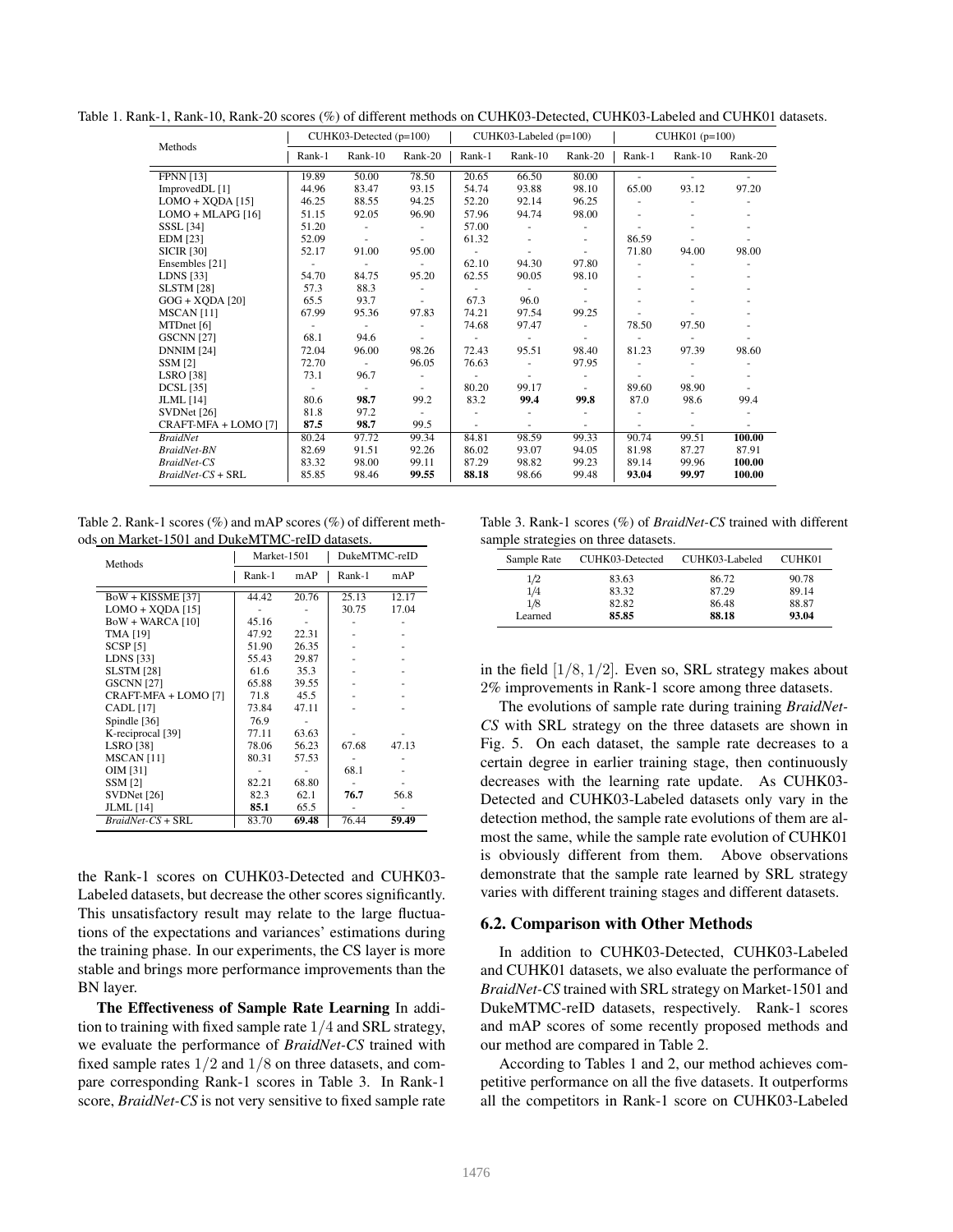Table 1. Rank-1, Rank-10, Rank-20 scores (%) of different methods on CUHK03-Detected, CUHK03-Labeled and CUHK01 datasets.

| Methods | CUHK03-Detected (p=100) | | | CUHK03-Labeled (p=100) | | | CUHK01 (p=100) | | |
|---|---|---|---|---|---|---|---|---|---|
| | Rank-1 | Rank-10 | Rank-20 | Rank-1 | Rank-10 | Rank-20 | Rank-1 | Rank-10 | Rank-20 |
| FPNN [13] | 19.89 | 50.00 | 78.50 | 20.65 | 66.50 | 80.00 | - | - | - |
| ImprovedDL [1] | 44.96 | 83.47 | 93.15 | 54.74 | 93.88 | 98.10 | 65.00 | 93.12 | 97.20 |
| LOMO + XQDA [15] | 46.25 | 88.55 | 94.25 | 52.20 | 92.14 | 96.25 | - | - | - |
| LOMO + MLAPG [16] | 51.15 | 92.05 | 96.90 | 57.96 | 94.74 | 98.00 | - | - | - |
| SSSL [34] | 51.20 | - | - | 57.00 | - | - | - | - | - |
| EDM [23] | 52.09 | - | - | 61.32 | - | - | 86.59 | - | - |
| SICIR [30] | 52.17 | 91.00 | 95.00 | - | - | - | 71.80 | 94.00 | 98.00 |
| Ensembles [21] | - | - | - | 62.10 | 94.30 | 97.80 | - | - | - |
| LDNS [33] | 54.70 | 84.75 | 95.20 | 62.55 | 90.05 | 98.10 | - | - | - |
| SLSTM [28] | 57.3 | 88.3 | - | - | - | - | - | - | - |
| GOG + XQDA [20] | 65.5 | 93.7 | - | 67.3 | 96.0 | - | - | - | - |
| MSCAN [11] | 67.99 | 95.36 | 97.83 | 74.21 | 97.54 | 99.25 | - | - | - |
| MTDnet [6] | - | - | - | 74.68 | 97.47 | - | 78.50 | 97.50 | - |
| GSCNN [27] | 68.1 | 94.6 | - | - | - | - | - | - | - |
| DNNIM [24] | 72.04 | 96.00 | 98.26 | 72.43 | 95.51 | 98.40 | 81.23 | 97.39 | 98.60 |
| SSM [2] | 72.70 | - | 96.05 | 76.63 | - | 97.95 | - | - | - |
| LSRO [38] | 73.1 | 96.7 | - | - | - | - | - | - | - |
| DCSL [35] | - | - | - | 80.20 | 99.17 | - | 89.60 | 98.90 | - |
| JLML [14] | 80.6 | **98.7** | 99.2 | 83.2 | **99.4** | **99.8** | 87.0 | 98.6 | 99.4 |
| SVDNet [26] | 81.8 | 97.2 | - | - | - | - | - | - | - |
| CRAFT-MFA + LOMO [7] | **87.5** | **98.7** | 99.5 | - | - | - | - | - | - |
| *BraidNet* | 80.24 | 97.72 | 99.34 | 84.81 | 98.59 | 99.33 | 90.74 | 99.51 | **100.00** |
| *BraidNet-BN* | 82.69 | 91.51 | 92.26 | 86.02 | 93.07 | 94.05 | 81.98 | 87.27 | 87.91 |
| *BraidNet-CS* | 83.32 | 98.00 | 99.11 | 87.29 | 98.82 | 99.23 | 89.14 | 99.96 | **100.00** |
| *BraidNet-CS* + SRL | 85.85 | 98.46 | **99.55** | **88.18** | 98.66 | 99.48 | **93.04** | **99.97** | **100.00** |

Table 2. Rank-1 scores (%) and mAP scores (%) of different methods on Market-1501 and DukeMTMC-reID datasets.

| Methods | Market-1501 | | DukeMTMC-reID | |
|---|---|---|---|---|
| | Rank-1 | mAP | Rank-1 | mAP |
| BoW + KISSME [37] | 44.42 | 20.76 | 25.13 | 12.17 |
| LOMO + XQDA [15] | - | - | 30.75 | 17.04 |
| BoW + WARCA [10] | 45.16 | - | - | - |
| TMA [19] | 47.92 | 22.31 | - | - |
| SCSP [5] | 51.90 | 26.35 | - | - |
| LDNS [33] | 55.43 | 29.87 | - | - |
| SLSTM [28] | 61.6 | 35.3 | - | - |
| GSCNN [27] | 65.88 | 39.55 | - | - |
| CRAFT-MFA + LOMO [7] | 71.8 | 45.5 | - | - |
| CADL [17] | 73.84 | 47.11 | - | - |
| Spindle [36] | 76.9 | - | - | - |
| K-reciprocal [39] | 77.11 | 63.63 | - | - |
| LSRO [38] | 78.06 | 56.23 | 67.68 | 47.13 |
| MSCAN [11] | 80.31 | 57.53 | - | - |
| OIM [31] | - | - | 68.1 | - |
| SSM [2] | 82.21 | 68.80 | - | - |
| SVDNet [26] | 82.3 | 62.1 | **76.7** | 56.8 |
| JLML [14] | **85.1** | 65.5 | - | - |
| *BraidNet-CS* + SRL | 83.70 | **69.48** | 76.44 | **59.49** |

Table 3. Rank-1 scores (%) of *BraidNet-CS* trained with different sample strategies on three datasets.

| Sample Rate | CUHK03-Detected | CUHK03-Labeled | CUHK01 |
|---|---|---|---|
| 1/2 | 83.63 | 86.72 | 90.78 |
| 1/4 | 83.32 | 87.29 | 89.14 |
| 1/8 | 82.82 | 86.48 | 88.87 |
| Learned | **85.85** | **88.18** | **93.04** |

the Rank-1 scores on CUHK03-Detected and CUHK03-Labeled datasets, but decrease the other scores significantly. This unsatisfactory result may relate to the large fluctuations of the expectations and variances' estimations during the training phase. In our experiments, the CS layer is more stable and brings more performance improvements than the BN layer.

**The Effectiveness of Sample Rate Learning** In addition to training with fixed sample rate $1/4$ and SRL strategy, we evaluate the performance of *BraidNet-CS* trained with fixed sample rates $1/2$ and $1/8$ on three datasets, and compare corresponding Rank-1 scores in Table 3. In Rank-1 score, *BraidNet-CS* is not very sensitive to fixed sample rate in the field $[1/8, 1/2]$. Even so, SRL strategy makes about $2\%$ improvements in Rank-1 score among three datasets.

The evolutions of sample rate during training *BraidNet-CS* with SRL strategy on the three datasets are shown in Fig. 5. On each dataset, the sample rate decreases to a certain degree in earlier training stage, then continuously decreases with the learning rate update. As CUHK03-Detected and CUHK03-Labeled datasets only vary in the detection method, the sample rate evolutions of them are almost the same, while the sample rate evolution of CUHK01 is obviously different from them. Above observations demonstrate that the sample rate learned by SRL strategy varies with different training stages and different datasets.

## 6.2. Comparison with Other Methods

In addition to CUHK03-Detected, CUHK03-Labeled and CUHK01 datasets, we also evaluate the performance of *BraidNet-CS* trained with SRL strategy on Market-1501 and DukeMTMC-reID datasets, respectively. Rank-1 scores and mAP scores of some recently proposed methods and our method are compared in Table 2.

According to Tables 1 and 2, our method achieves competitive performance on all the five datasets. It outperforms all the competitors in Rank-1 score on CUHK03-Labeled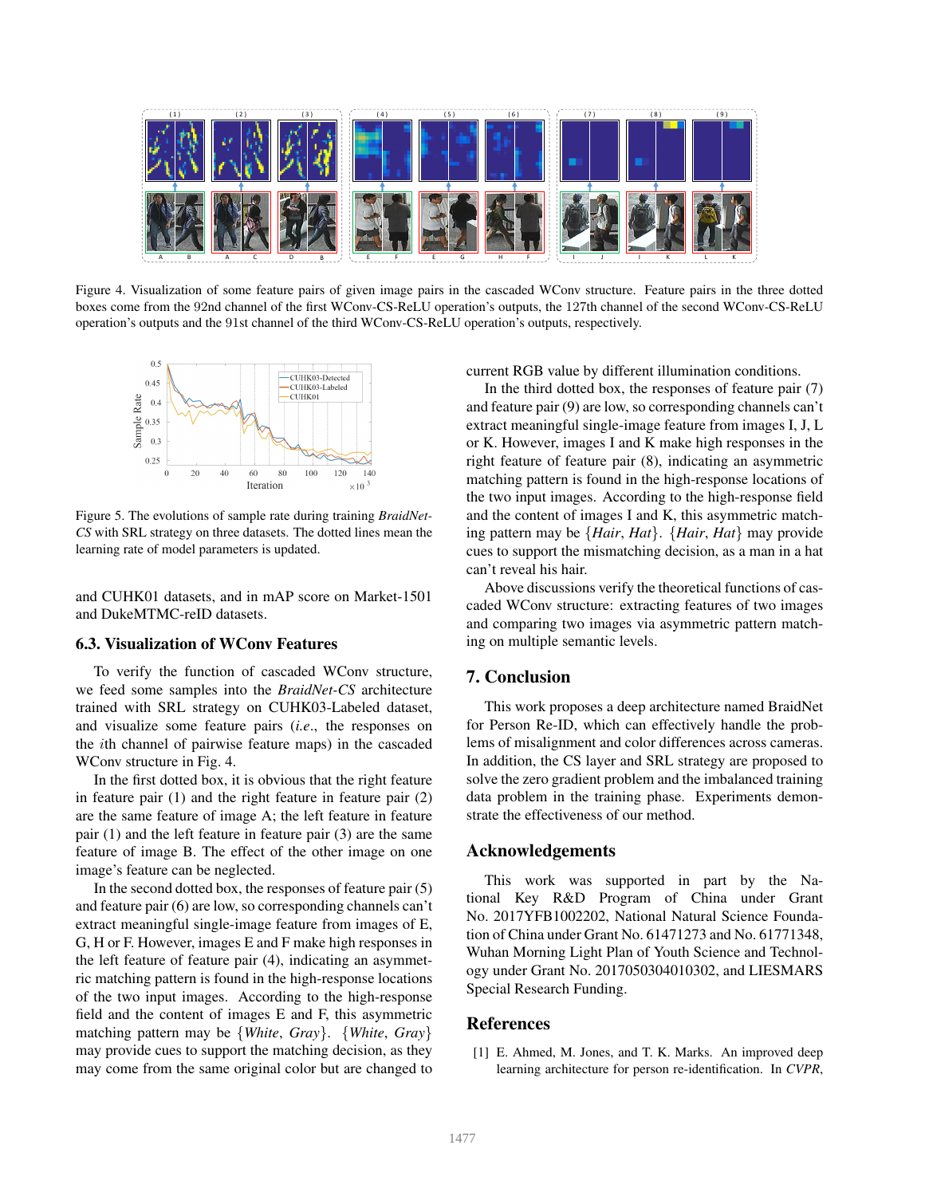(1) (2) (3) (4) (5) (6) (7) (8) (9)

A B A C D B E F E G H F I J I K L K

Figure 4. Visualization of some feature pairs of given image pairs in the cascaded WConv structure. Feature pairs in the three dotted boxes come from the 92nd channel of the first WConv-CS-ReLU operation's outputs, the 127th channel of the second WConv-CS-ReLU operation's outputs and the 91st channel of the third WConv-CS-ReLU operation's outputs, respectively.

Sample Rate

0.5
0.45
0.4
0.35
0.3
0.25

0 20 40 60 80 100 120 140

Iteration $\times 10^3$

CUHK03-Detected
CUHK03-Labeled
CUHK01

Figure 5. The evolutions of sample rate during training *BraidNet-CS* with SRL strategy on three datasets. The dotted lines mean the learning rate of model parameters is updated.

and CUHK01 datasets, and in mAP score on Market-1501 and DukeMTMC-reID datasets.

### 6.3. Visualization of WConv Features

To verify the function of cascaded WConv structure, we feed some samples into the *BraidNet-CS* architecture trained with SRL strategy on CUHK03-Labeled dataset, and visualize some feature pairs (*i.e.*, the responses on the $i$th channel of pairwise feature maps) in the cascaded WConv structure in Fig. 4.

In the first dotted box, it is obvious that the right feature in feature pair (1) and the right feature in feature pair (2) are the same feature of image A; the left feature in feature pair (1) and the left feature in feature pair (3) are the same feature of image B. The effect of the other image on one image's feature can be neglected.

In the second dotted box, the responses of feature pair (5) and feature pair (6) are low, so corresponding channels can't extract meaningful single-image feature from images of E, G, H or F. However, images E and F make high responses in the left feature of feature pair (4), indicating an asymmetric matching pattern is found in the high-response locations of the two input images. According to the high-response field and the content of images E and F, this asymmetric matching pattern may be $\{White, Gray\}$. $\{White, Gray\}$ may provide cues to support the matching decision, as they may come from the same original color but are changed to current RGB value by different illumination conditions.

In the third dotted box, the responses of feature pair (7) and feature pair (9) are low, so corresponding channels can't extract meaningful single-image feature from images I, J, L or K. However, images I and K make high responses in the right feature of feature pair (8), indicating an asymmetric matching pattern is found in the high-response locations of the two input images. According to the high-response field and the content of images I and K, this asymmetric matching pattern may be $\{Hair, Hat\}$. $\{Hair, Hat\}$ may provide cues to support the mismatching decision, as a man in a hat can't reveal his hair.

Above discussions verify the theoretical functions of cascaded WConv structure: extracting features of two images and comparing two images via asymmetric pattern matching on multiple semantic levels.

## 7. Conclusion

This work proposes a deep architecture named BraidNet for Person Re-ID, which can effectively handle the problems of misalignment and color differences across cameras. In addition, the CS layer and SRL strategy are proposed to solve the zero gradient problem and the imbalanced training data problem in the training phase. Experiments demonstrate the effectiveness of our method.

## Acknowledgements

This work was supported in part by the National Key R&D Program of China under Grant No. 2017YFB1002202, National Natural Science Foundation of China under Grant No. 61471273 and No. 61771348, Wuhan Morning Light Plan of Youth Science and Technology under Grant No. 2017050304010302, and LIESMARS Special Research Funding.

## References

[1] E. Ahmed, M. Jones, and T. K. Marks. An improved deep learning architecture for person re-identification. In *CVPR*,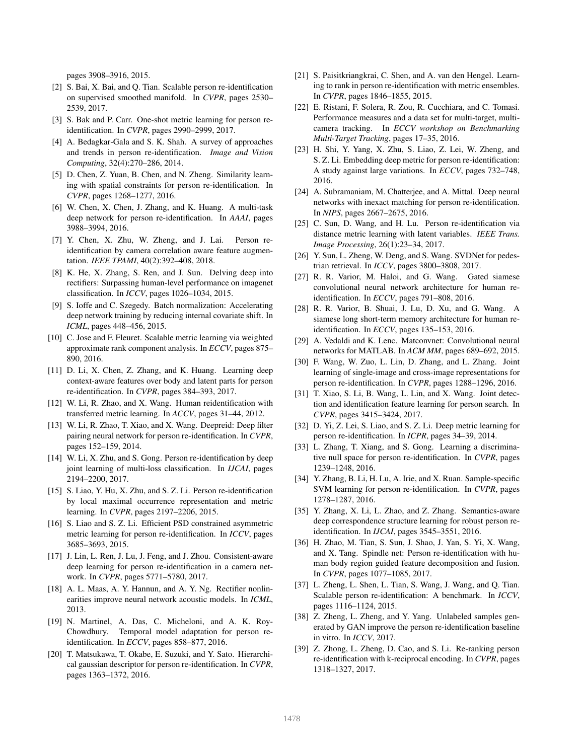pages 3908–3916, 2015.

[2] S. Bai, X. Bai, and Q. Tian. Scalable person re-identification on supervised smoothed manifold. In *CVPR*, pages 2530–2539, 2017.

[3] S. Bak and P. Carr. One-shot metric learning for person re-identification. In *CVPR*, pages 2990–2999, 2017.

[4] A. Bedagkar-Gala and S. K. Shah. A survey of approaches and trends in person re-identification. *Image and Vision Computing*, 32(4):270–286, 2014.

[5] D. Chen, Z. Yuan, B. Chen, and N. Zheng. Similarity learning with spatial constraints for person re-identification. In *CVPR*, pages 1268–1277, 2016.

[6] W. Chen, X. Chen, J. Zhang, and K. Huang. A multi-task deep network for person re-identification. In *AAAI*, pages 3988–3994, 2016.

[7] Y. Chen, X. Zhu, W. Zheng, and J. Lai. Person re-identification by camera correlation aware feature augmentation. *IEEE TPAMI*, 40(2):392–408, 2018.

[8] K. He, X. Zhang, S. Ren, and J. Sun. Delving deep into rectifiers: Surpassing human-level performance on imagenet classification. In *ICCV*, pages 1026–1034, 2015.

[9] S. Ioffe and C. Szegedy. Batch normalization: Accelerating deep network training by reducing internal covariate shift. In *ICML*, pages 448–456, 2015.

[10] C. Jose and F. Fleuret. Scalable metric learning via weighted approximate rank component analysis. In *ECCV*, pages 875–890, 2016.

[11] D. Li, X. Chen, Z. Zhang, and K. Huang. Learning deep context-aware features over body and latent parts for person re-identification. In *CVPR*, pages 384–393, 2017.

[12] W. Li, R. Zhao, and X. Wang. Human reidentification with transferred metric learning. In *ACCV*, pages 31–44, 2012.

[13] W. Li, R. Zhao, T. Xiao, and X. Wang. Deepreid: Deep filter pairing neural network for person re-identification. In *CVPR*, pages 152–159, 2014.

[14] W. Li, X. Zhu, and S. Gong. Person re-identification by deep joint learning of multi-loss classification. In *IJCAI*, pages 2194–2200, 2017.

[15] S. Liao, Y. Hu, X. Zhu, and S. Z. Li. Person re-identification by local maximal occurrence representation and metric learning. In *CVPR*, pages 2197–2206, 2015.

[16] S. Liao and S. Z. Li. Efficient PSD constrained asymmetric metric learning for person re-identification. In *ICCV*, pages 3685–3693, 2015.

[17] J. Lin, L. Ren, J. Lu, J. Feng, and J. Zhou. Consistent-aware deep learning for person re-identification in a camera network. In *CVPR*, pages 5771–5780, 2017.

[18] A. L. Maas, A. Y. Hannun, and A. Y. Ng. Rectifier nonlinearities improve neural network acoustic models. In *ICML*, 2013.

[19] N. Martinel, A. Das, C. Micheloni, and A. K. Roy-Chowdhury. Temporal model adaptation for person re-identification. In *ECCV*, pages 858–877, 2016.

[20] T. Matsukawa, T. Okabe, E. Suzuki, and Y. Sato. Hierarchical gaussian descriptor for person re-identification. In *CVPR*, pages 1363–1372, 2016.

[21] S. Paisitkriangkrai, C. Shen, and A. van den Hengel. Learning to rank in person re-identification with metric ensembles. In *CVPR*, pages 1846–1855, 2015.

[22] E. Ristani, F. Solera, R. Zou, R. Cucchiara, and C. Tomasi. Performance measures and a data set for multi-target, multi-camera tracking. In *ECCV workshop on Benchmarking Multi-Target Tracking*, pages 17–35, 2016.

[23] H. Shi, Y. Yang, X. Zhu, S. Liao, Z. Lei, W. Zheng, and S. Z. Li. Embedding deep metric for person re-identification: A study against large variations. In *ECCV*, pages 732–748, 2016.

[24] A. Subramaniam, M. Chatterjee, and A. Mittal. Deep neural networks with inexact matching for person re-identification. In *NIPS*, pages 2667–2675, 2016.

[25] C. Sun, D. Wang, and H. Lu. Person re-identification via distance metric learning with latent variables. *IEEE Trans. Image Processing*, 26(1):23–34, 2017.

[26] Y. Sun, L. Zheng, W. Deng, and S. Wang. SVDNet for pedestrian retrieval. In *ICCV*, pages 3800–3808, 2017.

[27] R. R. Varior, M. Haloi, and G. Wang. Gated siamese convolutional neural network architecture for human re-identification. In *ECCV*, pages 791–808, 2016.

[28] R. R. Varior, B. Shuai, J. Lu, D. Xu, and G. Wang. A siamese long short-term memory architecture for human re-identification. In *ECCV*, pages 135–153, 2016.

[29] A. Vedaldi and K. Lenc. Matconvnet: Convolutional neural networks for MATLAB. In *ACM MM*, pages 689–692, 2015.

[30] F. Wang, W. Zuo, L. Lin, D. Zhang, and L. Zhang. Joint learning of single-image and cross-image representations for person re-identification. In *CVPR*, pages 1288–1296, 2016.

[31] T. Xiao, S. Li, B. Wang, L. Lin, and X. Wang. Joint detection and identification feature learning for person search. In *CVPR*, pages 3415–3424, 2017.

[32] D. Yi, Z. Lei, S. Liao, and S. Z. Li. Deep metric learning for person re-identification. In *ICPR*, pages 34–39, 2014.

[33] L. Zhang, T. Xiang, and S. Gong. Learning a discriminative null space for person re-identification. In *CVPR*, pages 1239–1248, 2016.

[34] Y. Zhang, B. Li, H. Lu, A. Irie, and X. Ruan. Sample-specific SVM learning for person re-identification. In *CVPR*, pages 1278–1287, 2016.

[35] Y. Zhang, X. Li, L. Zhao, and Z. Zhang. Semantics-aware deep correspondence structure learning for robust person re-identification. In *IJCAI*, pages 3545–3551, 2016.

[36] H. Zhao, M. Tian, S. Sun, J. Shao, J. Yan, S. Yi, X. Wang, and X. Tang. Spindle net: Person re-identification with human body region guided feature decomposition and fusion. In *CVPR*, pages 1077–1085, 2017.

[37] L. Zheng, L. Shen, L. Tian, S. Wang, J. Wang, and Q. Tian. Scalable person re-identification: A benchmark. In *ICCV*, pages 1116–1124, 2015.

[38] Z. Zheng, L. Zheng, and Y. Yang. Unlabeled samples generated by GAN improve the person re-identification baseline in vitro. In *ICCV*, 2017.

[39] Z. Zhong, L. Zheng, D. Cao, and S. Li. Re-ranking person re-identification with k-reciprocal encoding. In *CVPR*, pages 1318–1327, 2017.